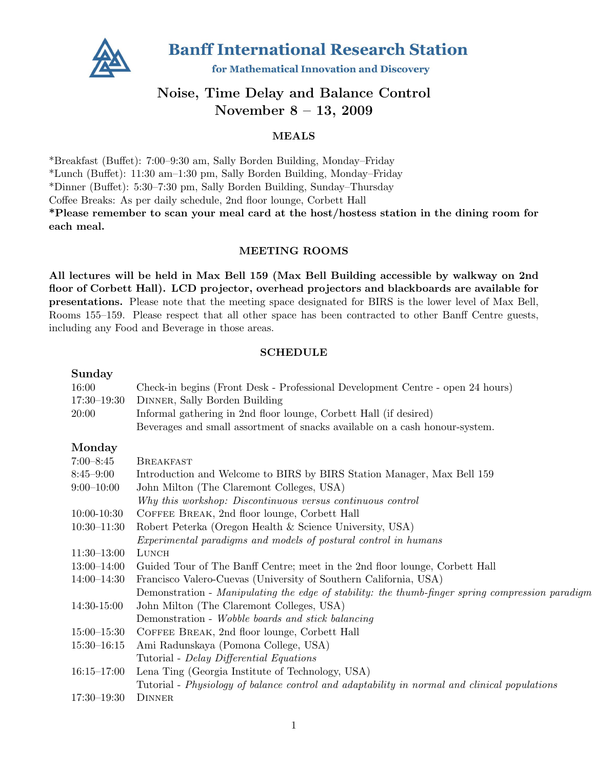# Banff International Research Station

**for Mathematical Innovation and Discovery**

## Noise, Time Delay and Balance Control
## November 8 – 13, 2009

### MEALS

\*Breakfast (Buffet): 7:00–9:30 am, Sally Borden Building, Monday–Friday
\*Lunch (Buffet): 11:30 am–1:30 pm, Sally Borden Building, Monday–Friday
\*Dinner (Buffet): 5:30–7:30 pm, Sally Borden Building, Sunday–Thursday
Coffee Breaks: As per daily schedule, 2nd floor lounge, Corbett Hall
**\*Please remember to scan your meal card at the host/hostess station in the dining room for each meal.**

### MEETING ROOMS

**All lectures will be held in Max Bell 159 (Max Bell Building accessible by walkway on 2nd floor of Corbett Hall). LCD projector, overhead projectors and blackboards are available for presentations.** Please note that the meeting space designated for BIRS is the lower level of Max Bell, Rooms 155–159. Please respect that all other space has been contracted to other Banff Centre guests, including any Food and Beverage in those areas.

### SCHEDULE

**Sunday**

| | |
|---|---|
| 16:00 | Check-in begins (Front Desk - Professional Development Centre - open 24 hours) |
| 17:30–19:30 | Dinner, Sally Borden Building |
| 20:00 | Informal gathering in 2nd floor lounge, Corbett Hall (if desired)<br>Beverages and small assortment of snacks available on a cash honour-system. |

**Monday**

| | |
|---|---|
| 7:00–8:45 | Breakfast |
| 8:45–9:00 | Introduction and Welcome to BIRS by BIRS Station Manager, Max Bell 159 |
| 9:00–10:00 | John Milton (The Claremont Colleges, USA)<br>*Why this workshop: Discontinuous versus continuous control* |
| 10:00-10:30 | Coffee Break, 2nd floor lounge, Corbett Hall |
| 10:30–11:30 | Robert Peterka (Oregon Health & Science University, USA)<br>*Experimental paradigms and models of postural control in humans* |
| 11:30–13:00 | Lunch |
| 13:00–14:00 | Guided Tour of The Banff Centre; meet in the 2nd floor lounge, Corbett Hall |
| 14:00–14:30 | Francisco Valero-Cuevas (University of Southern California, USA)<br>Demonstration - *Manipulating the edge of stability: the thumb-finger spring compression paradigm* |
| 14:30-15:00 | John Milton (The Claremont Colleges, USA)<br>Demonstration - *Wobble boards and stick balancing* |
| 15:00–15:30 | Coffee Break, 2nd floor lounge, Corbett Hall |
| 15:30–16:15 | Ami Radunskaya (Pomona College, USA)<br>Tutorial - *Delay Differential Equations* |
| 16:15–17:00 | Lena Ting (Georgia Institute of Technology, USA)<br>Tutorial - *Physiology of balance control and adaptability in normal and clinical populations* |
| 17:30–19:30 | Dinner |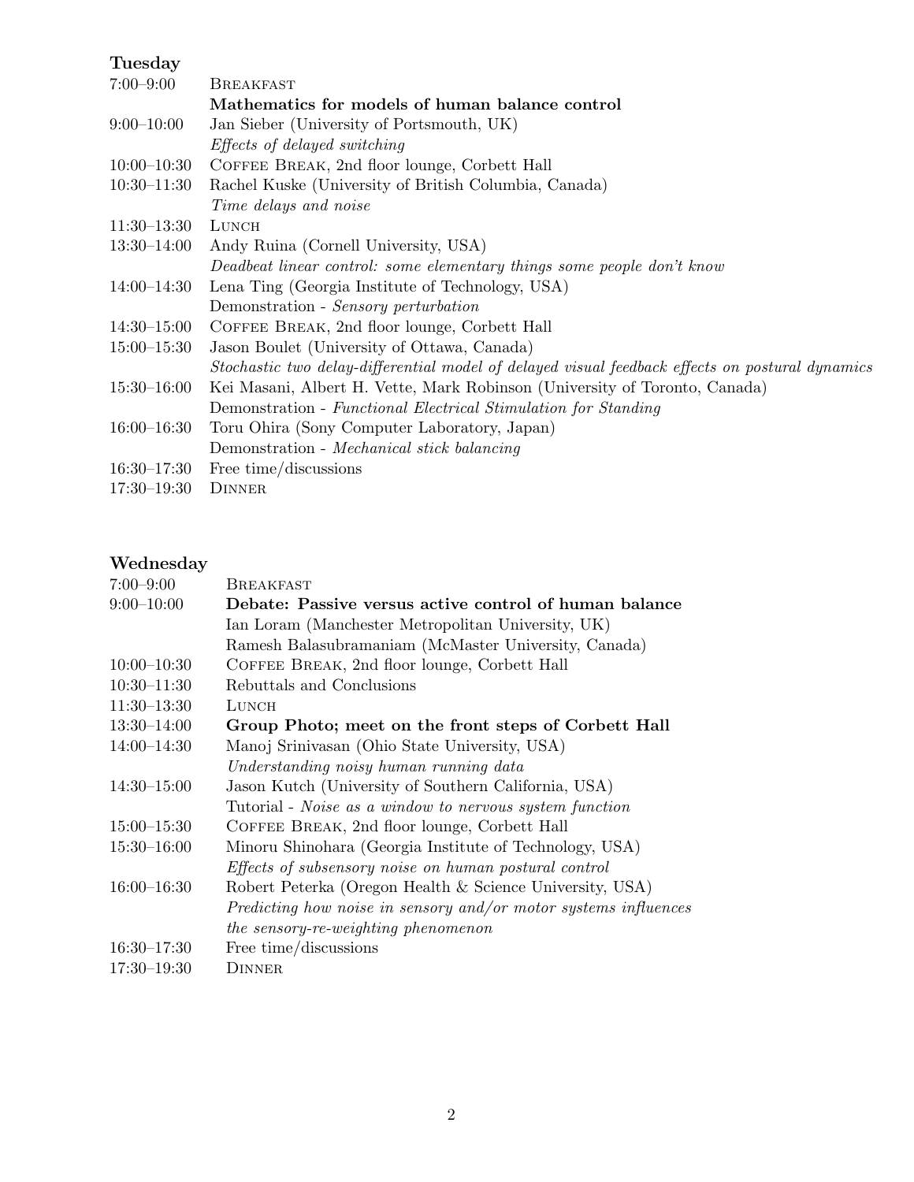### Tuesday

| | |
|---|---|
| 7:00–9:00 | Breakfast |
| | **Mathematics for models of human balance control** |
| 9:00–10:00 | Jan Sieber (University of Portsmouth, UK) |
| | *Effects of delayed switching* |
| 10:00–10:30 | Coffee Break, 2nd floor lounge, Corbett Hall |
| 10:30–11:30 | Rachel Kuske (University of British Columbia, Canada) |
| | *Time delays and noise* |
| 11:30–13:30 | Lunch |
| 13:30–14:00 | Andy Ruina (Cornell University, USA) |
| | *Deadbeat linear control: some elementary things some people don't know* |
| 14:00–14:30 | Lena Ting (Georgia Institute of Technology, USA) |
| | Demonstration - *Sensory perturbation* |
| 14:30–15:00 | Coffee Break, 2nd floor lounge, Corbett Hall |
| 15:00–15:30 | Jason Boulet (University of Ottawa, Canada) |
| | *Stochastic two delay-differential model of delayed visual feedback effects on postural dynamics* |
| 15:30–16:00 | Kei Masani, Albert H. Vette, Mark Robinson (University of Toronto, Canada) |
| | Demonstration - *Functional Electrical Stimulation for Standing* |
| 16:00–16:30 | Toru Ohira (Sony Computer Laboratory, Japan) |
| | Demonstration - *Mechanical stick balancing* |
| 16:30–17:30 | Free time/discussions |
| 17:30–19:30 | Dinner |

### Wednesday

| | |
|---|---|
| 7:00–9:00 | Breakfast |
| 9:00–10:00 | **Debate: Passive versus active control of human balance** |
| | Ian Loram (Manchester Metropolitan University, UK) |
| | Ramesh Balasubramaniam (McMaster University, Canada) |
| 10:00–10:30 | Coffee Break, 2nd floor lounge, Corbett Hall |
| 10:30–11:30 | Rebuttals and Conclusions |
| 11:30–13:30 | Lunch |
| 13:30–14:00 | **Group Photo; meet on the front steps of Corbett Hall** |
| 14:00–14:30 | Manoj Srinivasan (Ohio State University, USA) |
| | *Understanding noisy human running data* |
| 14:30–15:00 | Jason Kutch (University of Southern California, USA) |
| | Tutorial - *Noise as a window to nervous system function* |
| 15:00–15:30 | Coffee Break, 2nd floor lounge, Corbett Hall |
| 15:30–16:00 | Minoru Shinohara (Georgia Institute of Technology, USA) |
| | *Effects of subsensory noise on human postural control* |
| 16:00–16:30 | Robert Peterka (Oregon Health & Science University, USA) |
| | *Predicting how noise in sensory and/or motor systems influences the sensory-re-weighting phenomenon* |
| 16:30–17:30 | Free time/discussions |
| 17:30–19:30 | Dinner |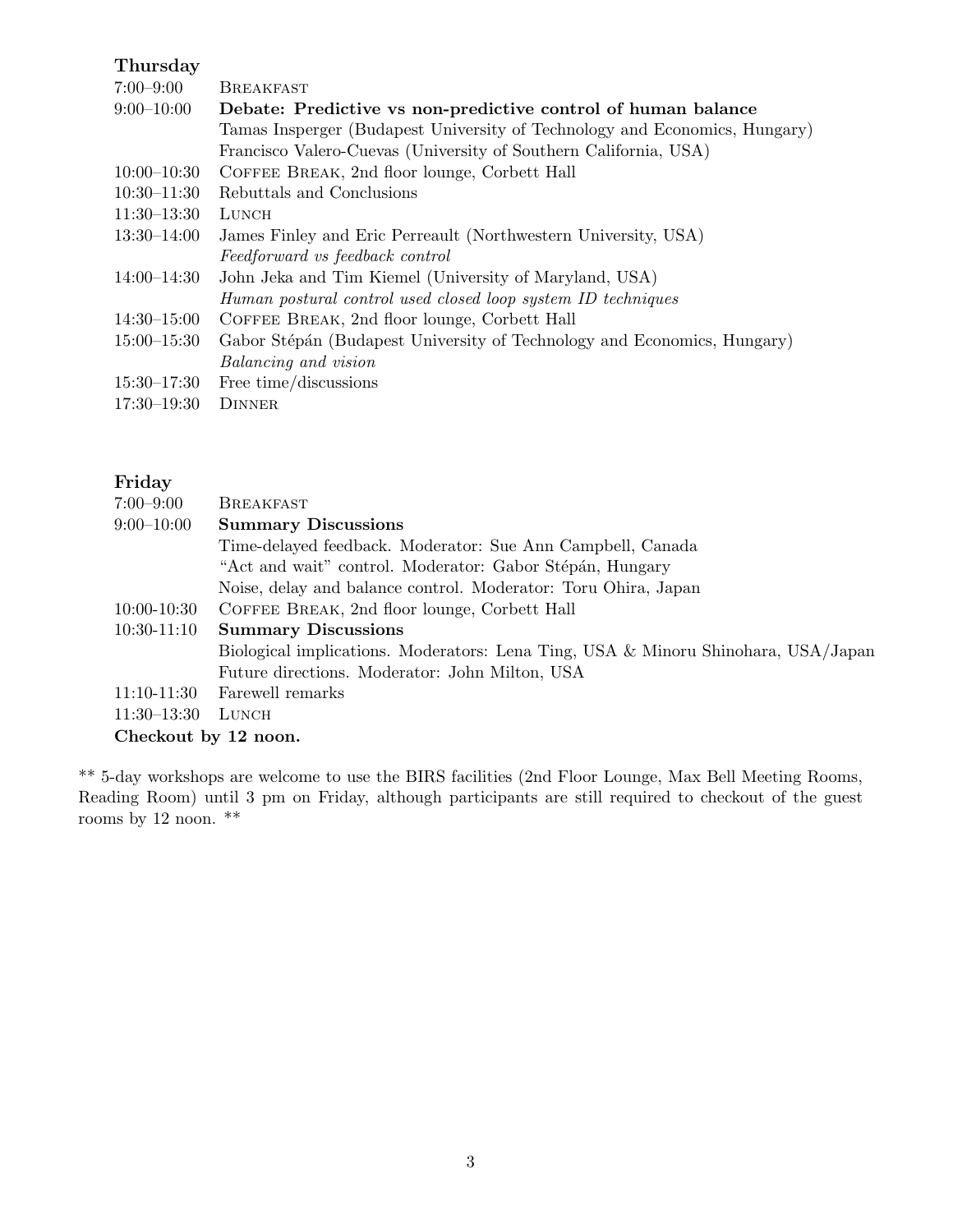**Thursday**

| | |
|---|---|
| 7:00–9:00 | BREAKFAST |
| 9:00–10:00 | **Debate: Predictive vs non-predictive control of human balance** |
| | Tamas Insperger (Budapest University of Technology and Economics, Hungary) |
| | Francisco Valero-Cuevas (University of Southern California, USA) |
| 10:00–10:30 | COFFEE BREAK, 2nd floor lounge, Corbett Hall |
| 10:30–11:30 | Rebuttals and Conclusions |
| 11:30–13:30 | LUNCH |
| 13:30–14:00 | James Finley and Eric Perreault (Northwestern University, USA) |
| | *Feedforward vs feedback control* |
| 14:00–14:30 | John Jeka and Tim Kiemel (University of Maryland, USA) |
| | *Human postural control used closed loop system ID techniques* |
| 14:30–15:00 | COFFEE BREAK, 2nd floor lounge, Corbett Hall |
| 15:00–15:30 | Gabor Stépán (Budapest University of Technology and Economics, Hungary) |
| | *Balancing and vision* |
| 15:30–17:30 | Free time/discussions |
| 17:30–19:30 | DINNER |

**Friday**

| | |
|---|---|
| 7:00–9:00 | BREAKFAST |
| 9:00–10:00 | **Summary Discussions** |
| | Time-delayed feedback. Moderator: Sue Ann Campbell, Canada |
| | "Act and wait" control. Moderator: Gabor Stépán, Hungary |
| | Noise, delay and balance control. Moderator: Toru Ohira, Japan |
| 10:00-10:30 | COFFEE BREAK, 2nd floor lounge, Corbett Hall |
| 10:30-11:10 | **Summary Discussions** |
| | Biological implications. Moderators: Lena Ting, USA & Minoru Shinohara, USA/Japan |
| | Future directions. Moderator: John Milton, USA |
| 11:10-11:30 | Farewell remarks |
| 11:30–13:30 | LUNCH |

**Checkout by 12 noon.**

** 5-day workshops are welcome to use the BIRS facilities (2nd Floor Lounge, Max Bell Meeting Rooms, Reading Room) until 3 pm on Friday, although participants are still required to checkout of the guest rooms by 12 noon. **